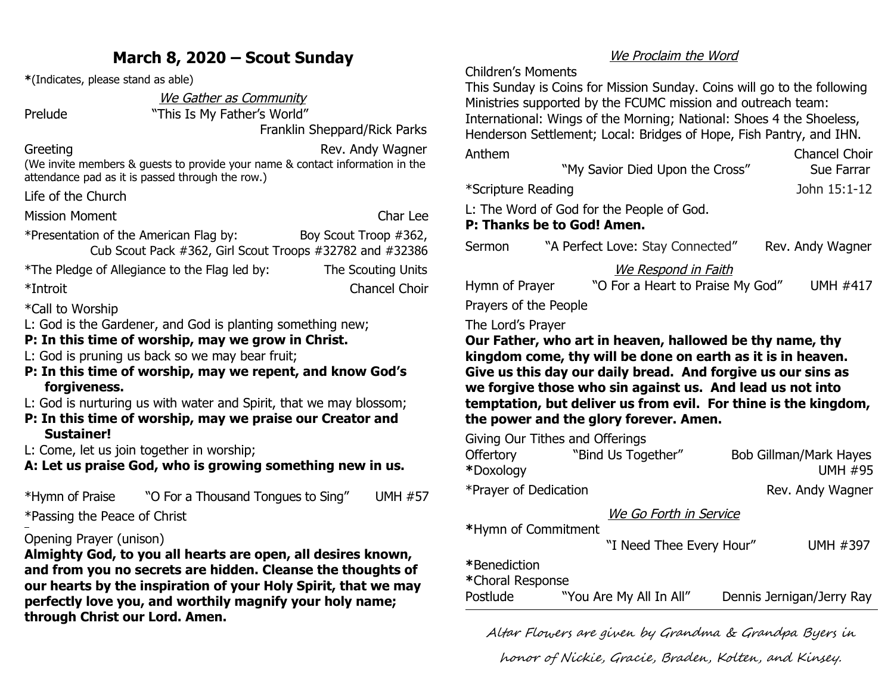# March 8, 2020 – Scout Sunday

**\***(Indicates, please stand as able)

*We Gather as Community*

Prelude "This Is My Father's World"
Franklin Sheppard/Rick Parks

Greeting Rev. Andy Wagner
(We invite members & guests to provide your name & contact information in the attendance pad as it is passed through the row.)

Life of the Church

Mission Moment Char Lee

*Presentation of the American Flag by: Boy Scout Troop #362, Cub Scout Pack #362, Girl Scout Troops #32782 and #32386

*The Pledge of Allegiance to the Flag led by: The Scouting Units

*Introit Chancel Choir

*Call to Worship

L: God is the Gardener, and God is planting something new;

**P: In this time of worship, may we grow in Christ.**

L: God is pruning us back so we may bear fruit;

**P: In this time of worship, may we repent, and know God's forgiveness.**

L: God is nurturing us with water and Spirit, that we may blossom;

**P: In this time of worship, may we praise our Creator and Sustainer!**

L: Come, let us join together in worship;

**A: Let us praise God, who is growing something new in us.**

*Hymn of Praise "O For a Thousand Tongues to Sing" UMH #57

*Passing the Peace of Christ

Opening Prayer (unison)

**Almighty God, to you all hearts are open, all desires known, and from you no secrets are hidden. Cleanse the thoughts of our hearts by the inspiration of your Holy Spirit, that we may perfectly love you, and worthily magnify your holy name; through Christ our Lord. Amen.**

*We Proclaim the Word*

Children's Moments

This Sunday is Coins for Mission Sunday. Coins will go to the following Ministries supported by the FCUMC mission and outreach team: International: Wings of the Morning; National: Shoes 4 the Shoeless, Henderson Settlement; Local: Bridges of Hope, Fish Pantry, and IHN.

Anthem Chancel Choir
"My Savior Died Upon the Cross" Sue Farrar

*Scripture Reading John 15:1-12

L: The Word of God for the People of God.

**P: Thanks be to God! Amen.**

Sermon "A Perfect Love: Stay Connected" Rev. Andy Wagner

*We Respond in Faith*

Hymn of Prayer "O For a Heart to Praise My God" UMH #417

Prayers of the People

The Lord's Prayer

**Our Father, who art in heaven, hallowed be thy name, thy kingdom come, thy will be done on earth as it is in heaven. Give us this day our daily bread. And forgive us our sins as we forgive those who sin against us. And lead us not into temptation, but deliver us from evil. For thine is the kingdom, the power and the glory forever. Amen.**

Giving Our Tithes and Offerings

Offertory "Bind Us Together" Bob Gillman/Mark Hayes

**\***Doxology UMH #95

*Prayer of Dedication Rev. Andy Wagner

*We Go Forth in Service*

**\***Hymn of Commitment
"I Need Thee Every Hour" UMH #397

**\***Benediction

**\***Choral Response

Postlude "You Are My All In All" Dennis Jernigan/Jerry Ray

*Altar Flowers are given by Grandma & Grandpa Byers in honor of Nickie, Gracie, Braden, Kolten, and Kinsey.*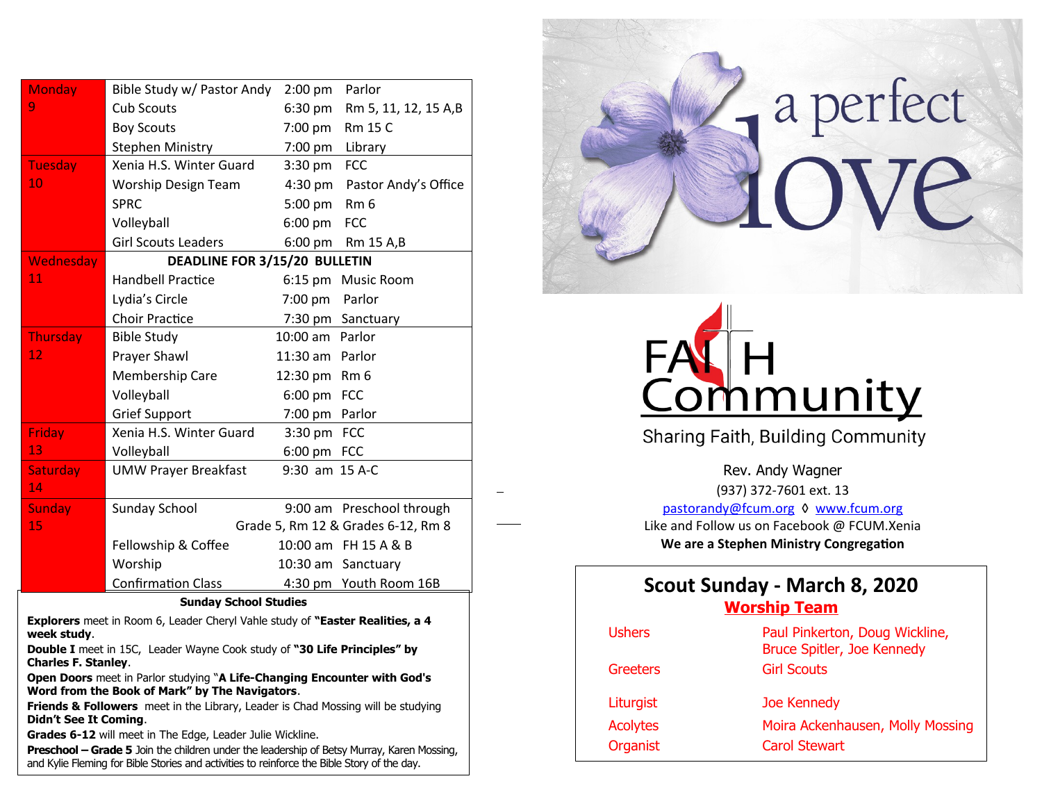| Day | Event | Time | Location |
|---|---|---|---|
| Monday 9 | Bible Study w/ Pastor Andy | 2:00 pm | Parlor |
| | Cub Scouts | 6:30 pm | Rm 5, 11, 12, 15 A,B |
| | Boy Scouts | 7:00 pm | Rm 15 C |
| | Stephen Ministry | 7:00 pm | Library |
| Tuesday 10 | Xenia H.S. Winter Guard | 3:30 pm | FCC |
| | Worship Design Team | 4:30 pm | Pastor Andy's Office |
| | SPRC | 5:00 pm | Rm 6 |
| | Volleyball | 6:00 pm | FCC |
| | Girl Scouts Leaders | 6:00 pm | Rm 15 A,B |
| Wednesday 11 | **DEADLINE FOR 3/15/20 BULLETIN** | | |
| | Handbell Practice | 6:15 pm | Music Room |
| | Lydia's Circle | 7:00 pm | Parlor |
| | Choir Practice | 7:30 pm | Sanctuary |
| Thursday 12 | Bible Study | 10:00 am | Parlor |
| | Prayer Shawl | 11:30 am | Parlor |
| | Membership Care | 12:30 pm | Rm 6 |
| | Volleyball | 6:00 pm | FCC |
| | Grief Support | 7:00 pm | Parlor |
| Friday 13 | Xenia H.S. Winter Guard | 3:30 pm | FCC |
| | Volleyball | 6:00 pm | FCC |
| Saturday 14 | UMW Prayer Breakfast | 9:30 am | 15 A-C |
| Sunday 15 | Sunday School | 9:00 am | Preschool through Grade 5, Rm 12 & Grades 6-12, Rm 8 |
| | Fellowship & Coffee | 10:00 am | FH 15 A & B |
| | Worship | 10:30 am | Sanctuary |
| | Confirmation Class | 4:30 pm | Youth Room 16B |

**Sunday School Studies**

**Explorers** meet in Room 6, Leader Cheryl Vahle study of **"Easter Realities, a 4 week study**.

**Double I** meet in 15C, Leader Wayne Cook study of **"30 Life Principles" by Charles F. Stanley**.

**Open Doors** meet in Parlor studying **"A Life-Changing Encounter with God's Word from the Book of Mark" by The Navigators**.

**Friends & Followers** meet in the Library, Leader is Chad Mossing will be studying **Didn't See It Coming**.

**Grades 6-12** will meet in The Edge, Leader Julie Wickline.

**Preschool – Grade 5** Join the children under the leadership of Betsy Murray, Karen Mossing, and Kylie Fleming for Bible Stories and activities to reinforce the Bible Story of the day.

a perfect love

FAITH Community

Sharing Faith, Building Community

Rev. Andy Wagner
(937) 372-7601 ext. 13
pastorandy@fcum.org ◊ www.fcum.org
Like and Follow us on Facebook @ FCUM.Xenia
**We are a Stephen Ministry Congregation**

## Scout Sunday - March 8, 2020

**Worship Team**

| Role | Name(s) |
|---|---|
| Ushers | Paul Pinkerton, Doug Wickline, Bruce Spitler, Joe Kennedy |
| Greeters | Girl Scouts |
| Liturgist | Joe Kennedy |
| Acolytes | Moira Ackenhausen, Molly Mossing |
| Organist | Carol Stewart |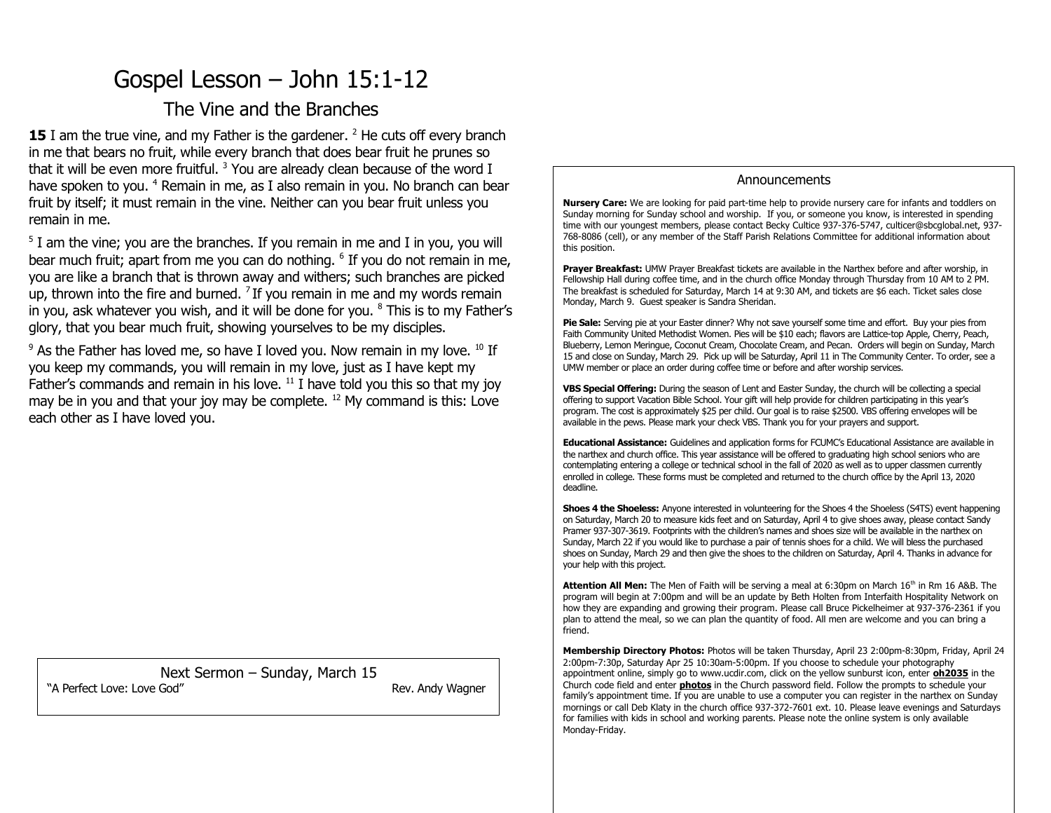# Gospel Lesson – John 15:1-12

## The Vine and the Branches

**15** I am the true vine, and my Father is the gardener. [2] He cuts off every branch in me that bears no fruit, while every branch that does bear fruit he prunes so that it will be even more fruitful. [3] You are already clean because of the word I have spoken to you. [4] Remain in me, as I also remain in you. No branch can bear fruit by itself; it must remain in the vine. Neither can you bear fruit unless you remain in me.

[5] I am the vine; you are the branches. If you remain in me and I in you, you will bear much fruit; apart from me you can do nothing. [6] If you do not remain in me, you are like a branch that is thrown away and withers; such branches are picked up, thrown into the fire and burned. [7] If you remain in me and my words remain in you, ask whatever you wish, and it will be done for you. [8] This is to my Father's glory, that you bear much fruit, showing yourselves to be my disciples.

[9] As the Father has loved me, so have I loved you. Now remain in my love. [10] If you keep my commands, you will remain in my love, just as I have kept my Father's commands and remain in his love. [11] I have told you this so that my joy may be in you and that your joy may be complete. [12] My command is this: Love each other as I have loved you.

Next Sermon – Sunday, March 15

"A Perfect Love: Love God" Rev. Andy Wagner

## Announcements

**Nursery Care:** We are looking for paid part-time help to provide nursery care for infants and toddlers on Sunday morning for Sunday school and worship. If you, or someone you know, is interested in spending time with our youngest members, please contact Becky Cultice 937-376-5747, culticer@sbcglobal.net, 937-768-8086 (cell), or any member of the Staff Parish Relations Committee for additional information about this position.

**Prayer Breakfast:** UMW Prayer Breakfast tickets are available in the Narthex before and after worship, in Fellowship Hall during coffee time, and in the church office Monday through Thursday from 10 AM to 2 PM. The breakfast is scheduled for Saturday, March 14 at 9:30 AM, and tickets are $6 each. Ticket sales close Monday, March 9. Guest speaker is Sandra Sheridan.

**Pie Sale:** Serving pie at your Easter dinner? Why not save yourself some time and effort. Buy your pies from Faith Community United Methodist Women. Pies will be $10 each; flavors are Lattice-top Apple, Cherry, Peach, Blueberry, Lemon Meringue, Coconut Cream, Chocolate Cream, and Pecan. Orders will begin on Sunday, March 15 and close on Sunday, March 29. Pick up will be Saturday, April 11 in The Community Center. To order, see a UMW member or place an order during coffee time or before and after worship services.

**VBS Special Offering:** During the season of Lent and Easter Sunday, the church will be collecting a special offering to support Vacation Bible School. Your gift will help provide for children participating in this year's program. The cost is approximately $25 per child. Our goal is to raise $2500. VBS offering envelopes will be available in the pews. Please mark your check VBS. Thank you for your prayers and support.

**Educational Assistance:** Guidelines and application forms for FCUMC's Educational Assistance are available in the narthex and church office. This year assistance will be offered to graduating high school seniors who are contemplating entering a college or technical school in the fall of 2020 as well as to upper classmen currently enrolled in college. These forms must be completed and returned to the church office by the April 13, 2020 deadline.

**Shoes 4 the Shoeless:** Anyone interested in volunteering for the Shoes 4 the Shoeless (S4TS) event happening on Saturday, March 20 to measure kids feet and on Saturday, April 4 to give shoes away, please contact Sandy Pramer 937-307-3619. Footprints with the children's names and shoes size will be available in the narthex on Sunday, March 22 if you would like to purchase a pair of tennis shoes for a child. We will bless the purchased shoes on Sunday, March 29 and then give the shoes to the children on Saturday, April 4. Thanks in advance for your help with this project.

**Attention All Men:** The Men of Faith will be serving a meal at 6:30pm on March 16th in Rm 16 A&B. The program will begin at 7:00pm and will be an update by Beth Holten from Interfaith Hospitality Network on how they are expanding and growing their program. Please call Bruce Pickelheimer at 937-376-2361 if you plan to attend the meal, so we can plan the quantity of food. All men are welcome and you can bring a friend.

**Membership Directory Photos:** Photos will be taken Thursday, April 23 2:00pm-8:30pm, Friday, April 24 2:00pm-7:30p, Saturday Apr 25 10:30am-5:00pm. If you choose to schedule your photography appointment online, simply go to www.ucdir.com, click on the yellow sunburst icon, enter **oh2035** in the Church code field and enter **photos** in the Church password field. Follow the prompts to schedule your family's appointment time. If you are unable to use a computer you can register in the narthex on Sunday mornings or call Deb Klaty in the church office 937-372-7601 ext. 10. Please leave evenings and Saturdays for families with kids in school and working parents. Please note the online system is only available Monday-Friday.